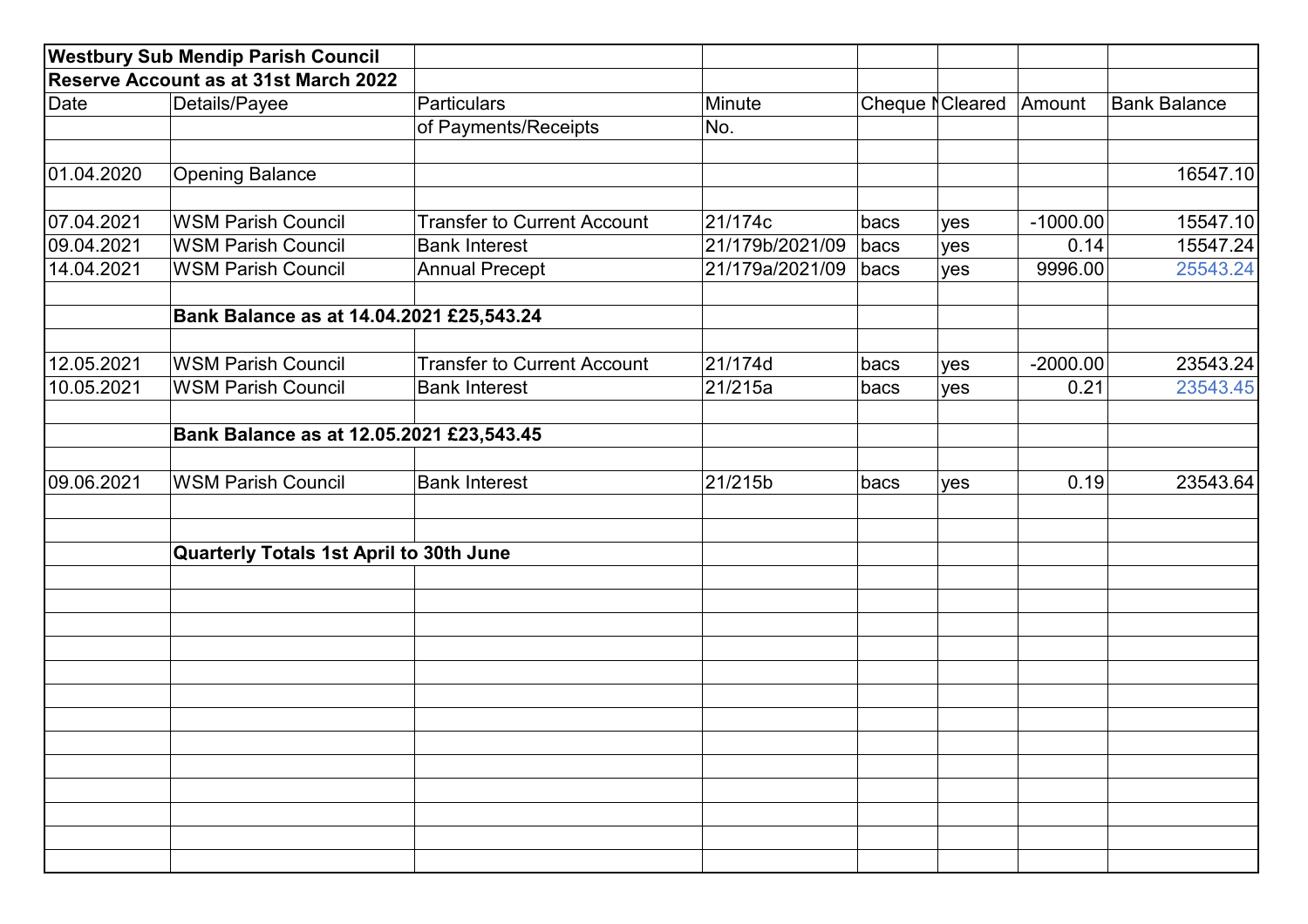| Westbury Sub Mendip Parish Council | | | | | | | |
|---|---|---|---|---|---|---|---|
| Reserve Account as at 31st March 2022 | | | | | | | |
| Date | Details/Payee | Particulars of Payments/Receipts | Minute No. | Cheque N | Cleared | Amount | Bank Balance |
| 01.04.2020 | Opening Balance | | | | | | 16547.10 |
| 07.04.2021 | WSM Parish Council | Transfer to Current Account | 21/174c | bacs | yes | -1000.00 | 15547.10 |
| 09.04.2021 | WSM Parish Council | Bank Interest | 21/179b/2021/09 | bacs | yes | 0.14 | 15547.24 |
| 14.04.2021 | WSM Parish Council | Annual Precept | 21/179a/2021/09 | bacs | yes | 9996.00 | 25543.24 |
| | **Bank Balance as at 14.04.2021 £25,543.24** | | | | | | |
| 12.05.2021 | WSM Parish Council | Transfer to Current Account | 21/174d | bacs | yes | -2000.00 | 23543.24 |
| 10.05.2021 | WSM Parish Council | Bank Interest | 21/215a | bacs | yes | 0.21 | 23543.45 |
| | **Bank Balance as at 12.05.2021 £23,543.45** | | | | | | |
| 09.06.2021 | WSM Parish Council | Bank Interest | 21/215b | bacs | yes | 0.19 | 23543.64 |
| | **Quarterly Totals 1st April to 30th June** | | | | | | |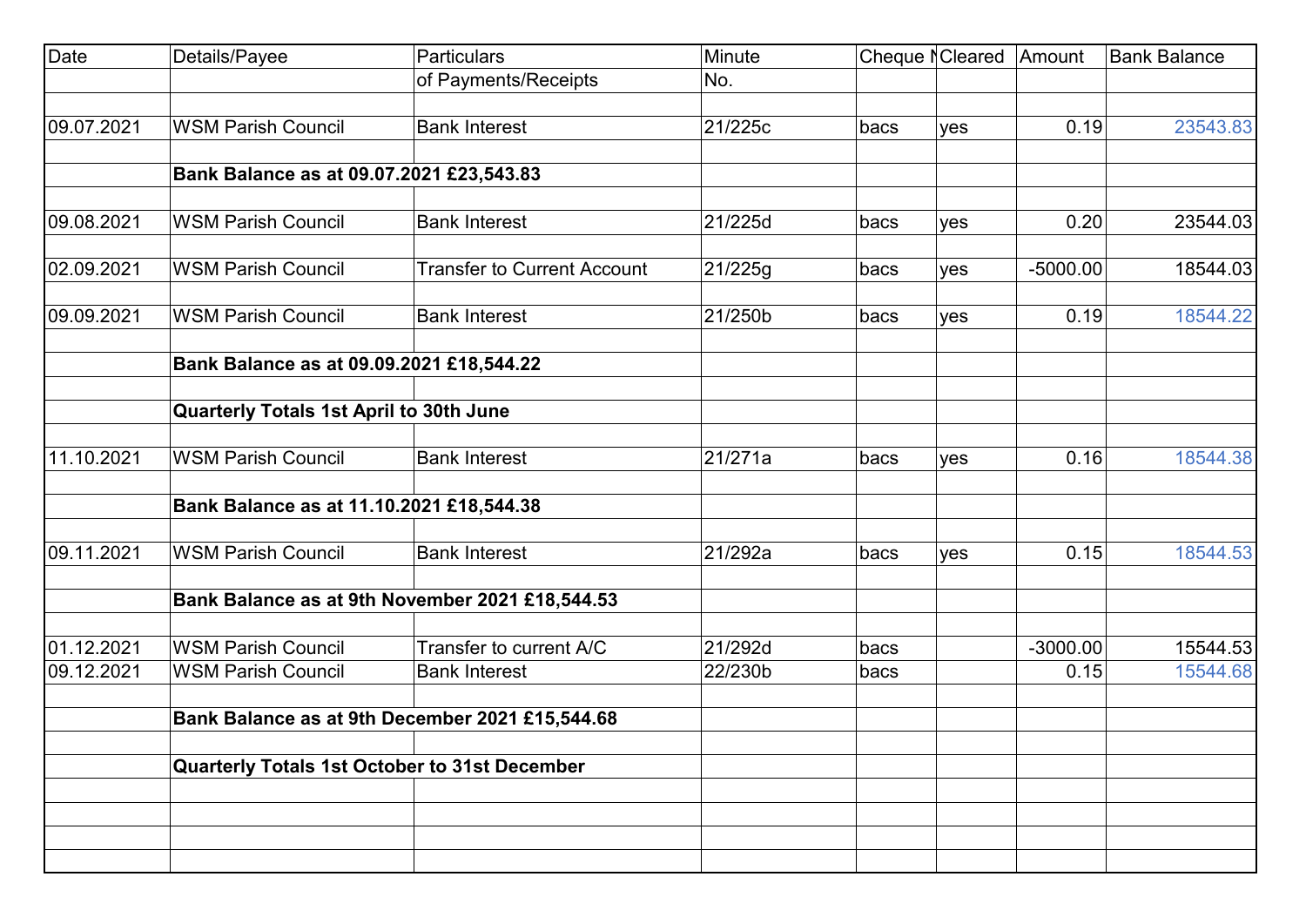| Date | Details/Payee | Particulars | Minute | Cheque No | Cleared | Amount | Bank Balance |
|---|---|---|---|---|---|---|---|
| | | of Payments/Receipts | No. | | | | |
| | | | | | | | |
| 09.07.2021 | WSM Parish Council | Bank Interest | 21/225c | bacs | yes | 0.19 | 23543.83 |
| | | | | | | | |
| | **Bank Balance as at 09.07.2021 £23,543.83** | | | | | | |
| | | | | | | | |
| 09.08.2021 | WSM Parish Council | Bank Interest | 21/225d | bacs | yes | 0.20 | 23544.03 |
| | | | | | | | |
| 02.09.2021 | WSM Parish Council | Transfer to Current Account | 21/225g | bacs | yes | -5000.00 | 18544.03 |
| | | | | | | | |
| 09.09.2021 | WSM Parish Council | Bank Interest | 21/250b | bacs | yes | 0.19 | 18544.22 |
| | | | | | | | |
| | **Bank Balance as at 09.09.2021 £18,544.22** | | | | | | |
| | | | | | | | |
| | **Quarterly Totals 1st April to 30th June** | | | | | | |
| | | | | | | | |
| 11.10.2021 | WSM Parish Council | Bank Interest | 21/271a | bacs | yes | 0.16 | 18544.38 |
| | | | | | | | |
| | **Bank Balance as at 11.10.2021 £18,544.38** | | | | | | |
| | | | | | | | |
| 09.11.2021 | WSM Parish Council | Bank Interest | 21/292a | bacs | yes | 0.15 | 18544.53 |
| | | | | | | | |
| | **Bank Balance as at 9th November 2021 £18,544.53** | | | | | | |
| | | | | | | | |
| 01.12.2021 | WSM Parish Council | Transfer to current A/C | 21/292d | bacs | | -3000.00 | 15544.53 |
| 09.12.2021 | WSM Parish Council | Bank Interest | 22/230b | bacs | | 0.15 | 15544.68 |
| | | | | | | | |
| | **Bank Balance as at 9th December 2021 £15,544.68** | | | | | | |
| | | | | | | | |
| | **Quarterly Totals 1st October to 31st December** | | | | | | |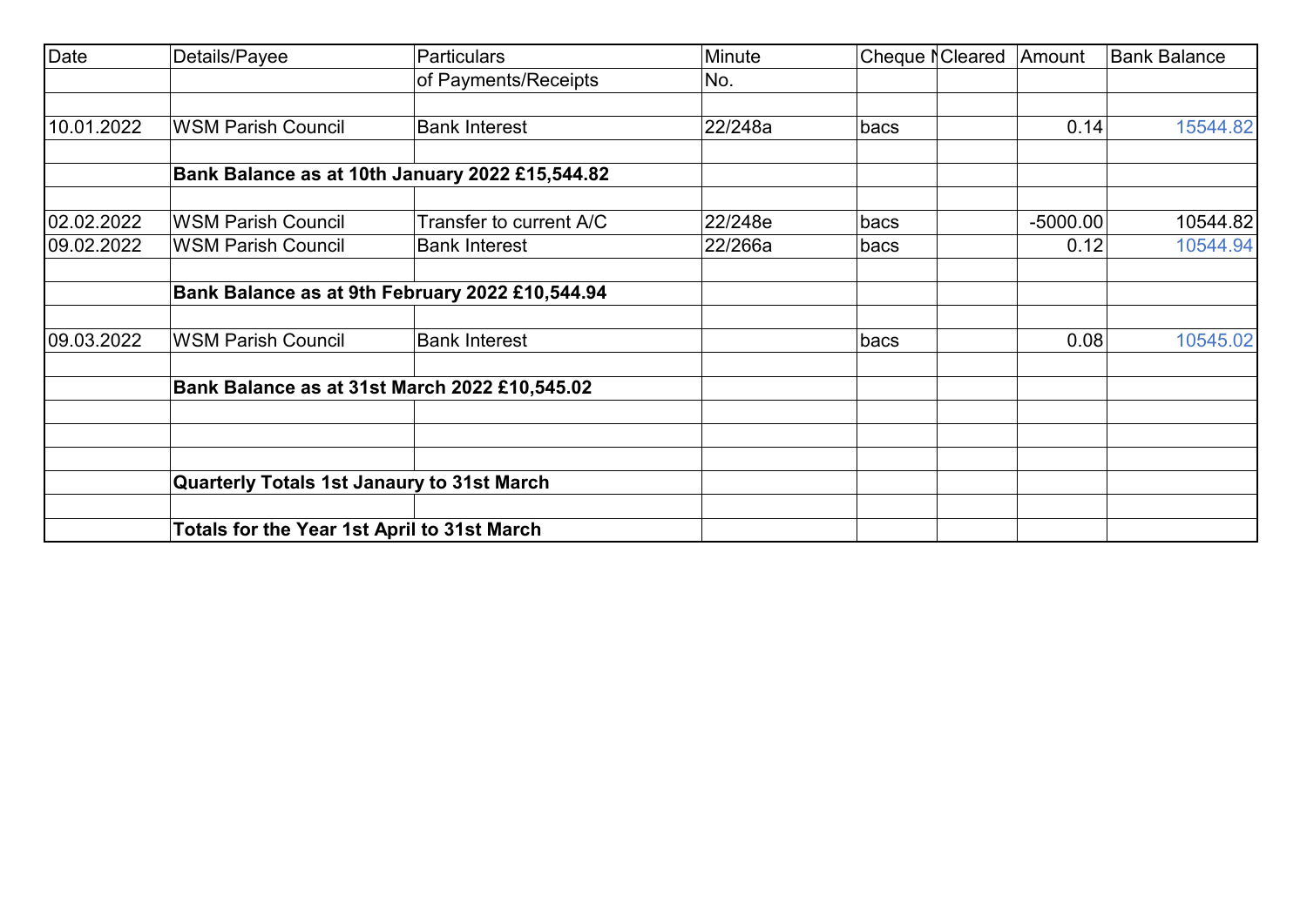| Date | Details/Payee | Particulars | Minute | Cheque N | Cleared | Amount | Bank Balance |
|---|---|---|---|---|---|---|---|
| | | of Payments/Receipts | No. | | | | |
| | | | | | | | |
| 10.01.2022 | WSM Parish Council | Bank Interest | 22/248a | bacs | | 0.14 | 15544.82 |
| | | | | | | | |
| | **Bank Balance as at 10th January 2022 £15,544.82** | | | | | | |
| | | | | | | | |
| 02.02.2022 | WSM Parish Council | Transfer to current A/C | 22/248e | bacs | | -5000.00 | 10544.82 |
| 09.02.2022 | WSM Parish Council | Bank Interest | 22/266a | bacs | | 0.12 | 10544.94 |
| | | | | | | | |
| | **Bank Balance as at 9th February 2022 £10,544.94** | | | | | | |
| | | | | | | | |
| 09.03.2022 | WSM Parish Council | Bank Interest | | bacs | | 0.08 | 10545.02 |
| | | | | | | | |
| | **Bank Balance as at 31st March 2022 £10,545.02** | | | | | | |
| | | | | | | | |
| | | | | | | | |
| | | | | | | | |
| | **Quarterly Totals 1st Janaury to 31st March** | | | | | | |
| | | | | | | | |
| | **Totals for the Year 1st April to 31st March** | | | | | | |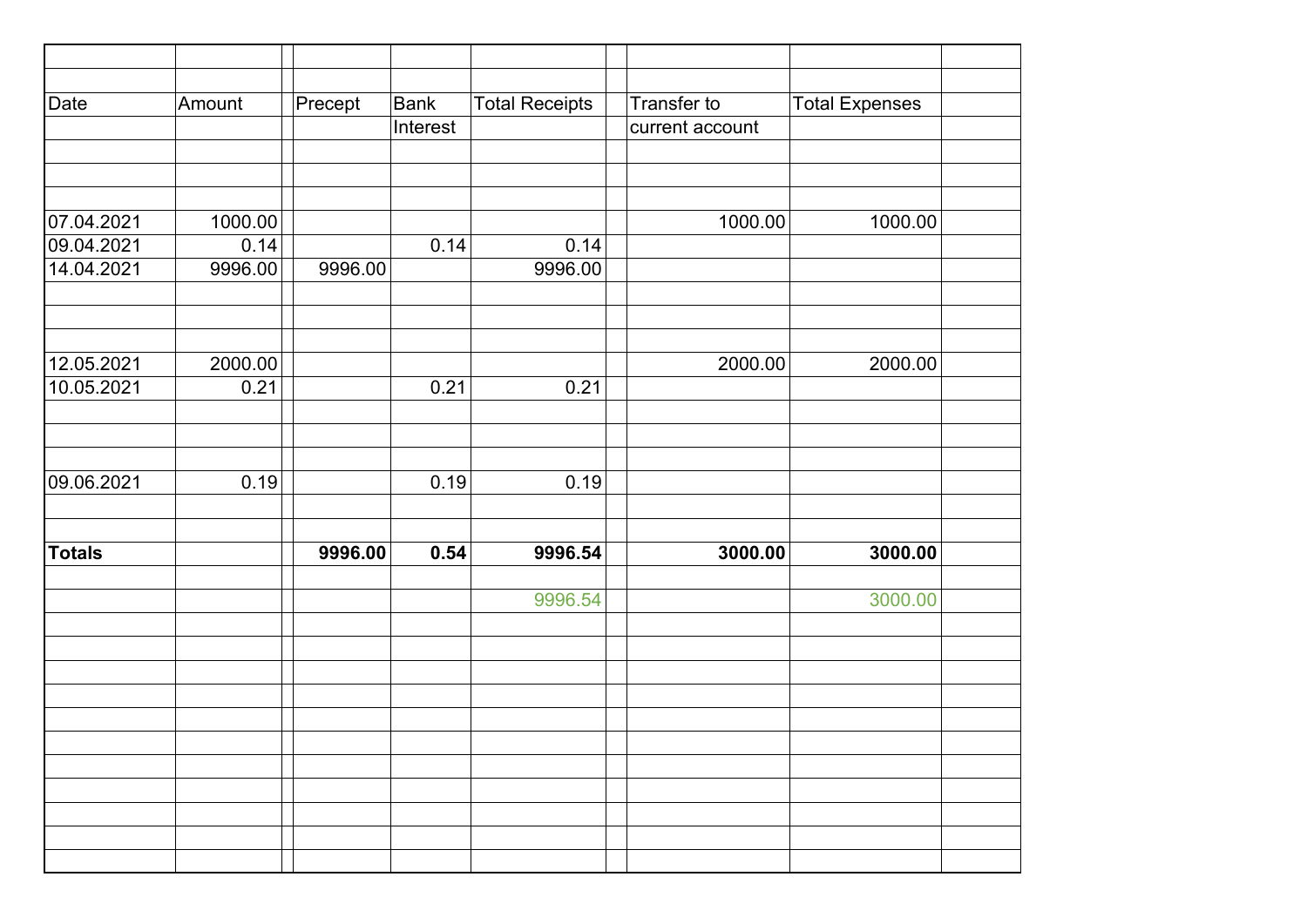| Date | Amount | | Precept | Bank Interest | Total Receipts | | Transfer to current account | Total Expenses | |
|---|---|---|---|---|---|---|---|---|---|
| 07.04.2021 | 1000.00 | | | | | | 1000.00 | 1000.00 | |
| 09.04.2021 | 0.14 | | | 0.14 | 0.14 | | | | |
| 14.04.2021 | 9996.00 | | 9996.00 | | 9996.00 | | | | |
| 12.05.2021 | 2000.00 | | | | | | 2000.00 | 2000.00 | |
| 10.05.2021 | 0.21 | | | 0.21 | 0.21 | | | | |
| 09.06.2021 | 0.19 | | | 0.19 | 0.19 | | | | |
| **Totals** | | | **9996.00** | **0.54** | **9996.54** | | **3000.00** | **3000.00** | |
| | | | | | 9996.54 | | | 3000.00 | |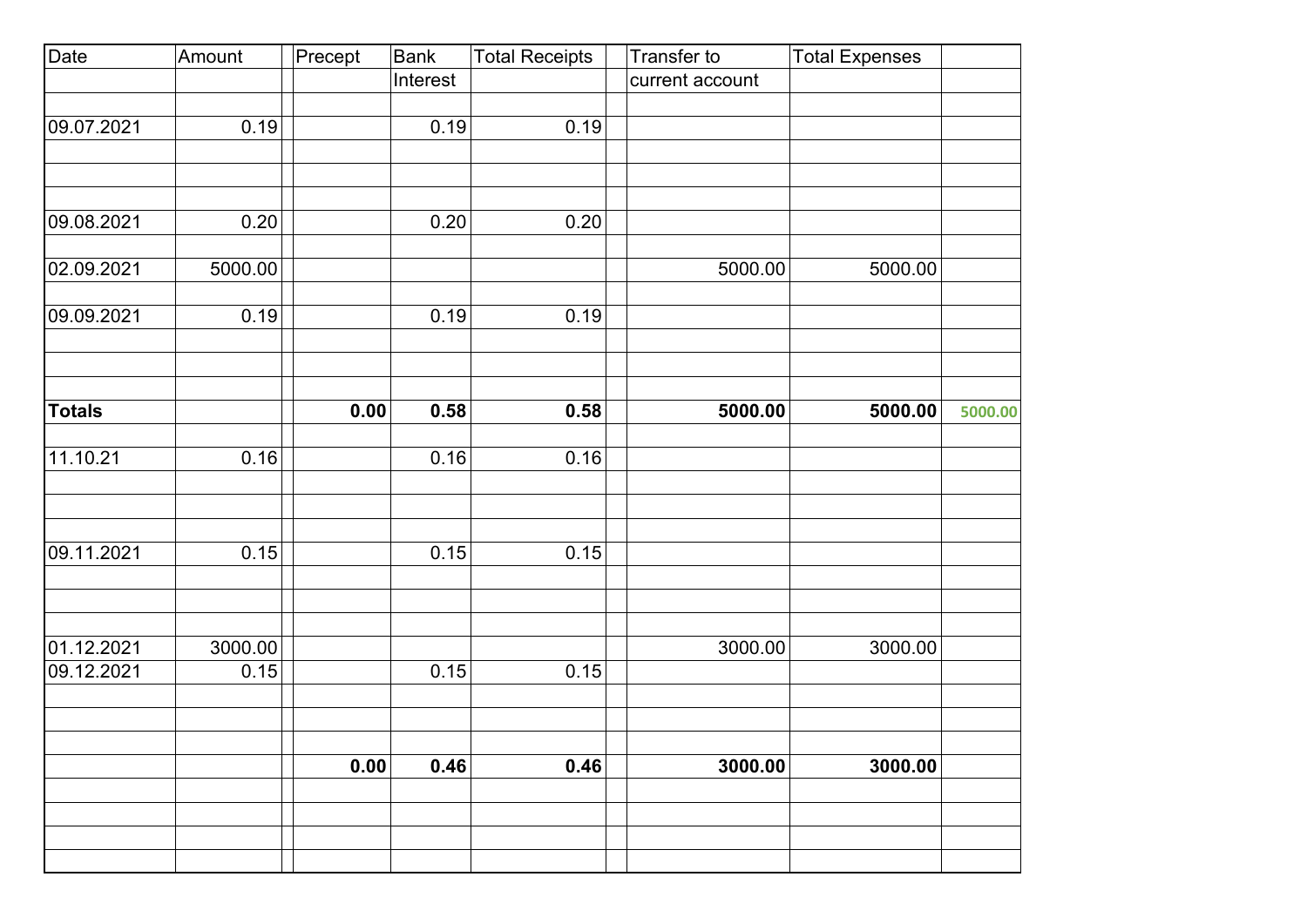| Date | Amount | Precept | Bank Interest | Total Receipts | Transfer to current account | Total Expenses | |
|---|---|---|---|---|---|---|---|
| | | | | | | | |
| 09.07.2021 | 0.19 | | 0.19 | 0.19 | | | |
| | | | | | | | |
| | | | | | | | |
| 09.08.2021 | 0.20 | | 0.20 | 0.20 | | | |
| | | | | | | | |
| 02.09.2021 | 5000.00 | | | | 5000.00 | 5000.00 | |
| | | | | | | | |
| 09.09.2021 | 0.19 | | 0.19 | 0.19 | | | |
| | | | | | | | |
| | | | | | | | |
| | | | | | | | |
| **Totals** | | **0.00** | **0.58** | **0.58** | **5000.00** | **5000.00** | **5000.00** |
| | | | | | | | |
| 11.10.21 | 0.16 | | 0.16 | 0.16 | | | |
| | | | | | | | |
| | | | | | | | |
| | | | | | | | |
| 09.11.2021 | 0.15 | | 0.15 | 0.15 | | | |
| | | | | | | | |
| | | | | | | | |
| | | | | | | | |
| 01.12.2021 | 3000.00 | | | | 3000.00 | 3000.00 | |
| 09.12.2021 | 0.15 | | 0.15 | 0.15 | | | |
| | | | | | | | |
| | | | | | | | |
| | | | | | | | |
| | | **0.00** | **0.46** | **0.46** | **3000.00** | **3000.00** | |
| | | | | | | | |
| | | | | | | | |
| | | | | | | | |
| | | | | | | | |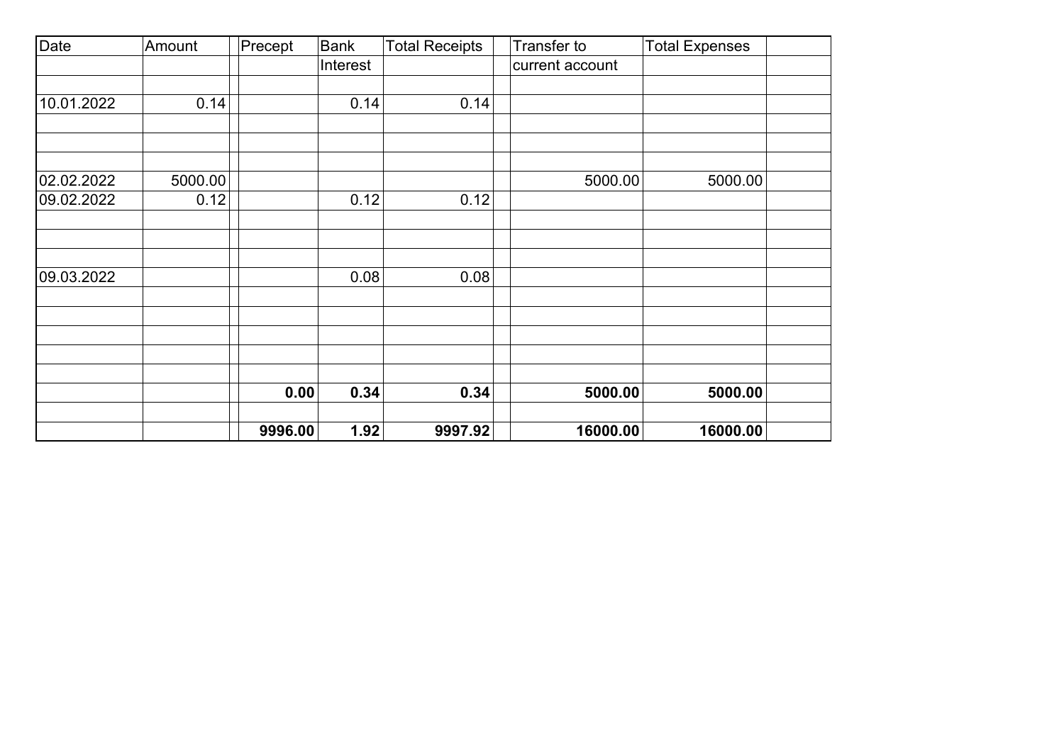| Date | Amount | | Precept | Bank Interest | Total Receipts | | Transfer to current account | Total Expenses | |
|---|---|---|---|---|---|---|---|---|---|
| | | | | | | | | | |
| 10.01.2022 | 0.14 | | | 0.14 | 0.14 | | | | |
| | | | | | | | | | |
| | | | | | | | | | |
| | | | | | | | | | |
| 02.02.2022 | 5000.00 | | | | | | 5000.00 | 5000.00 | |
| 09.02.2022 | 0.12 | | | 0.12 | 0.12 | | | | |
| | | | | | | | | | |
| | | | | | | | | | |
| | | | | | | | | | |
| 09.03.2022 | | | | 0.08 | 0.08 | | | | |
| | | | | | | | | | |
| | | | | | | | | | |
| | | | | | | | | | |
| | | | | | | | | | |
| | | | | | | | | | |
| | | | **0.00** | **0.34** | **0.34** | | **5000.00** | **5000.00** | |
| | | | | | | | | | |
| | | | **9996.00** | **1.92** | **9997.92** | | **16000.00** | **16000.00** | |